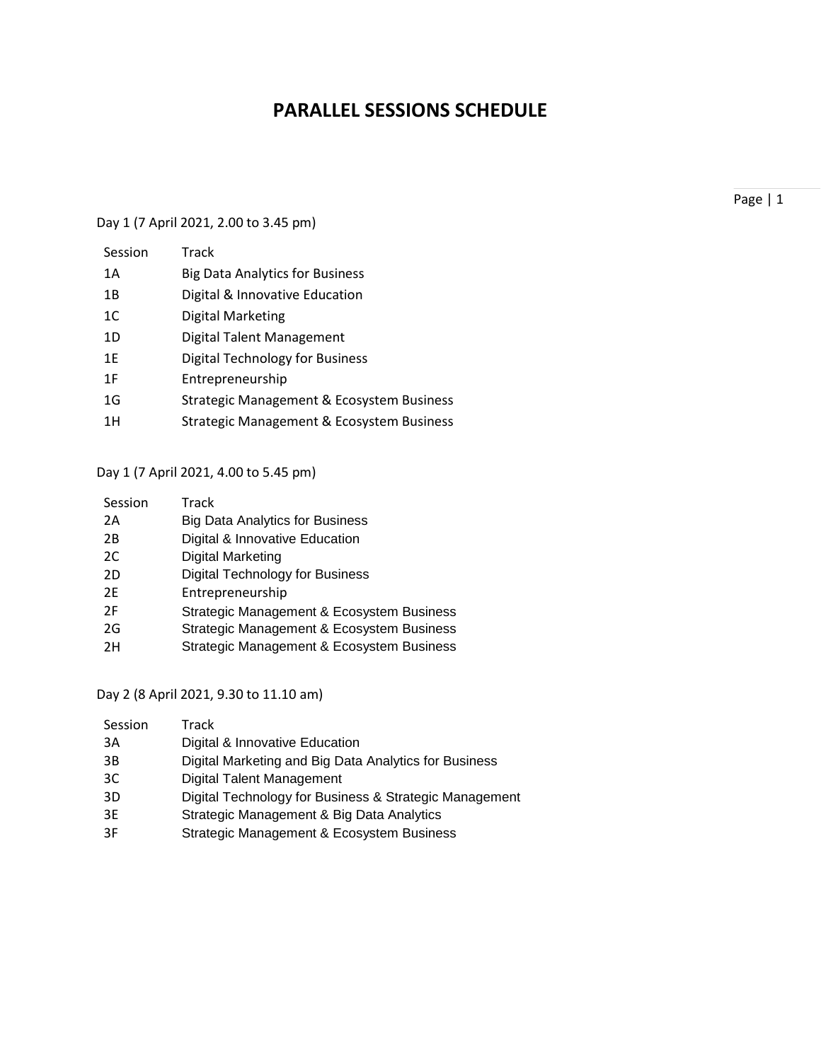# PARALLEL SESSIONS SCHEDULE

Day 1 (7 April 2021, 2.00 to 3.45 pm)

| Session | Track |
|---|---|
| 1A | Big Data Analytics for Business |
| 1B | Digital & Innovative Education |
| 1C | Digital Marketing |
| 1D | Digital Talent Management |
| 1E | Digital Technology for Business |
| 1F | Entrepreneurship |
| 1G | Strategic Management & Ecosystem Business |
| 1H | Strategic Management & Ecosystem Business |

Day 1 (7 April 2021, 4.00 to 5.45 pm)

| Session | Track |
|---|---|
| 2A | Big Data Analytics for Business |
| 2B | Digital & Innovative Education |
| 2C | Digital Marketing |
| 2D | Digital Technology for Business |
| 2E | Entrepreneurship |
| 2F | Strategic Management & Ecosystem Business |
| 2G | Strategic Management & Ecosystem Business |
| 2H | Strategic Management & Ecosystem Business |

Day 2 (8 April 2021, 9.30 to 11.10 am)

| Session | Track |
|---|---|
| 3A | Digital & Innovative Education |
| 3B | Digital Marketing and Big Data Analytics for Business |
| 3C | Digital Talent Management |
| 3D | Digital Technology for Business & Strategic Management |
| 3E | Strategic Management & Big Data Analytics |
| 3F | Strategic Management & Ecosystem Business |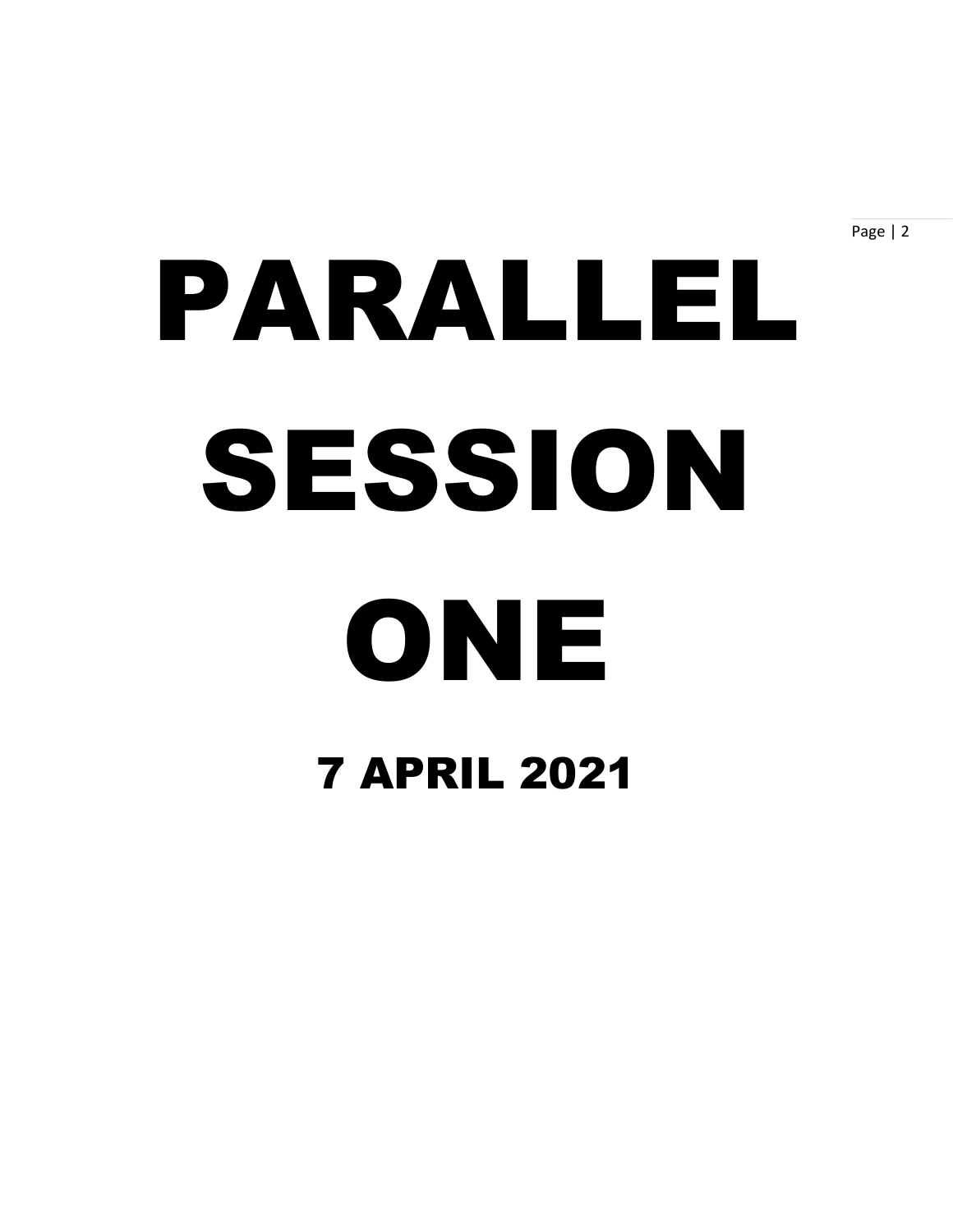# PARALLEL SESSION ONE

## 7 APRIL 2021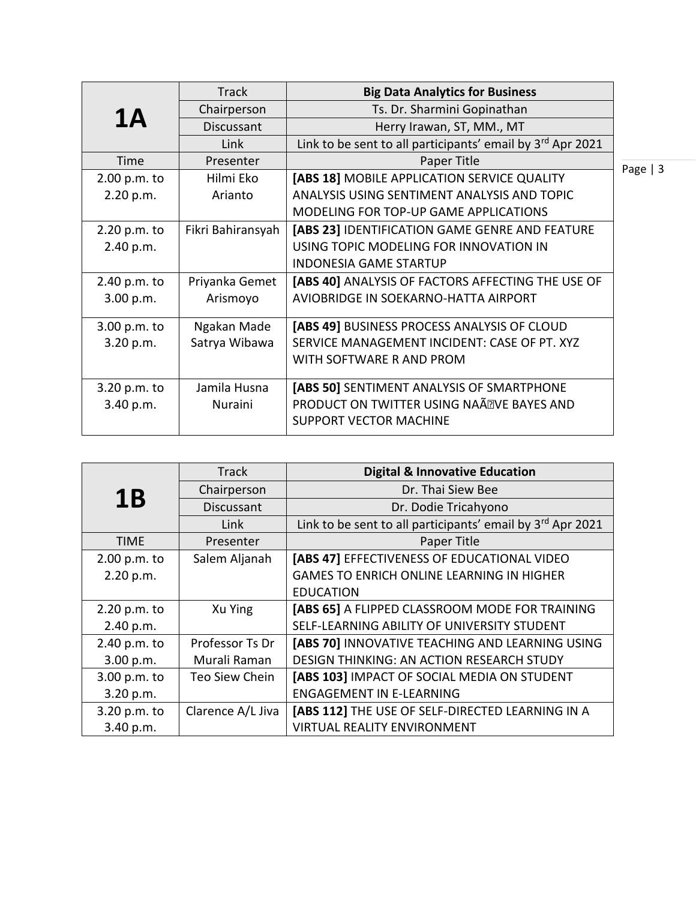| 1A | Track | **Big Data Analytics for Business** |
|---|---|---|
| | Chairperson | Ts. Dr. Sharmini Gopinathan |
| | Discussant | Herry Irawan, ST, MM., MT |
| | Link | Link to be sent to all participants' email by 3rd Apr 2021 |
| Time | Presenter | Paper Title |
| 2.00 p.m. to 2.20 p.m. | Hilmi Eko Arianto | **[ABS 18]** MOBILE APPLICATION SERVICE QUALITY ANALYSIS USING SENTIMENT ANALYSIS AND TOPIC MODELING FOR TOP-UP GAME APPLICATIONS |
| 2.20 p.m. to 2.40 p.m. | Fikri Bahiransyah | **[ABS 23]** IDENTIFICATION GAME GENRE AND FEATURE USING TOPIC MODELING FOR INNOVATION IN INDONESIA GAME STARTUP |
| 2.40 p.m. to 3.00 p.m. | Priyanka Gemet Arismoyo | **[ABS 40]** ANALYSIS OF FACTORS AFFECTING THE USE OF AVIOBRIDGE IN SOEKARNO-HATTA AIRPORT |
| 3.00 p.m. to 3.20 p.m. | Ngakan Made Satrya Wibawa | **[ABS 49]** BUSINESS PROCESS ANALYSIS OF CLOUD SERVICE MANAGEMENT INCIDENT: CASE OF PT. XYZ WITH SOFTWARE R AND PROM |
| 3.20 p.m. to 3.40 p.m. | Jamila Husna Nuraini | **[ABS 50]** SENTIMENT ANALYSIS OF SMARTPHONE PRODUCT ON TWITTER USING NAÃ�VE BAYES AND SUPPORT VECTOR MACHINE |

| 1B | Track | **Digital & Innovative Education** |
|---|---|---|
| | Chairperson | Dr. Thai Siew Bee |
| | Discussant | Dr. Dodie Tricahyono |
| | Link | Link to be sent to all participants' email by 3rd Apr 2021 |
| TIME | Presenter | Paper Title |
| 2.00 p.m. to 2.20 p.m. | Salem Aljanah | **[ABS 47]** EFFECTIVENESS OF EDUCATIONAL VIDEO GAMES TO ENRICH ONLINE LEARNING IN HIGHER EDUCATION |
| 2.20 p.m. to 2.40 p.m. | Xu Ying | **[ABS 65]** A FLIPPED CLASSROOM MODE FOR TRAINING SELF-LEARNING ABILITY OF UNIVERSITY STUDENT |
| 2.40 p.m. to 3.00 p.m. | Professor Ts Dr Murali Raman | **[ABS 70]** INNOVATIVE TEACHING AND LEARNING USING DESIGN THINKING: AN ACTION RESEARCH STUDY |
| 3.00 p.m. to 3.20 p.m. | Teo Siew Chein | **[ABS 103]** IMPACT OF SOCIAL MEDIA ON STUDENT ENGAGEMENT IN E-LEARNING |
| 3.20 p.m. to 3.40 p.m. | Clarence A/L Jiva | **[ABS 112]** THE USE OF SELF-DIRECTED LEARNING IN A VIRTUAL REALITY ENVIRONMENT |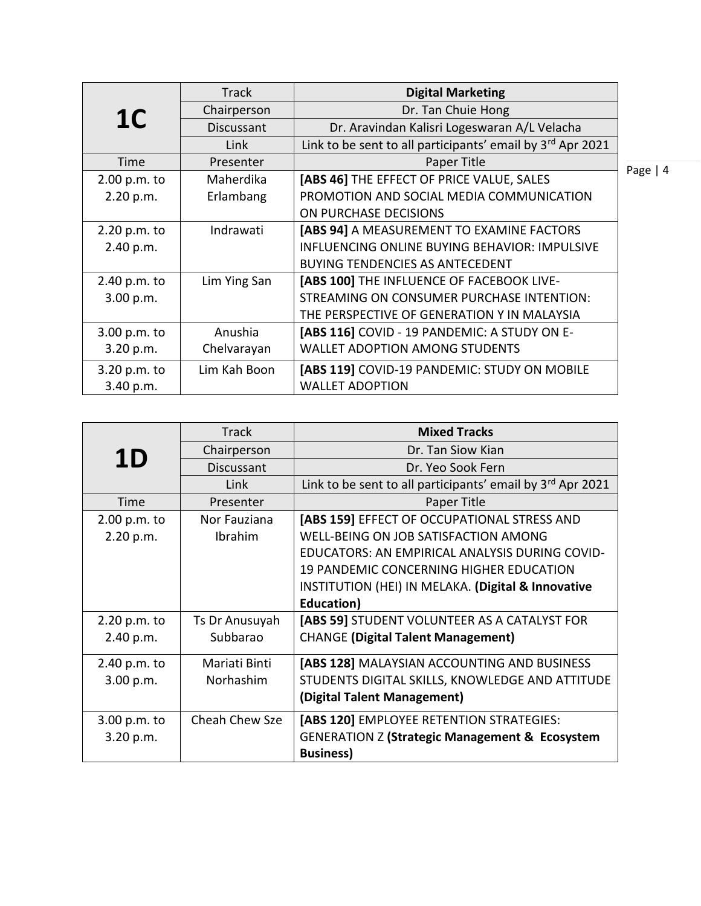| 1C | Track | **Digital Marketing** |
|---|---|---|
| | Chairperson | Dr. Tan Chuie Hong |
| | Discussant | Dr. Aravindan Kalisri Logeswaran A/L Velacha |
| | Link | Link to be sent to all participants' email by 3rd Apr 2021 |
| Time | Presenter | Paper Title |
| 2.00 p.m. to 2.20 p.m. | Maherdika Erlambang | **[ABS 46]** THE EFFECT OF PRICE VALUE, SALES PROMOTION AND SOCIAL MEDIA COMMUNICATION ON PURCHASE DECISIONS |
| 2.20 p.m. to 2.40 p.m. | Indrawati | **[ABS 94]** A MEASUREMENT TO EXAMINE FACTORS INFLUENCING ONLINE BUYING BEHAVIOR: IMPULSIVE BUYING TENDENCIES AS ANTECEDENT |
| 2.40 p.m. to 3.00 p.m. | Lim Ying San | **[ABS 100]** THE INFLUENCE OF FACEBOOK LIVE-STREAMING ON CONSUMER PURCHASE INTENTION: THE PERSPECTIVE OF GENERATION Y IN MALAYSIA |
| 3.00 p.m. to 3.20 p.m. | Anushia Chelvarayan | **[ABS 116]** COVID - 19 PANDEMIC: A STUDY ON E-WALLET ADOPTION AMONG STUDENTS |
| 3.20 p.m. to 3.40 p.m. | Lim Kah Boon | **[ABS 119]** COVID-19 PANDEMIC: STUDY ON MOBILE WALLET ADOPTION |

| 1D | Track | **Mixed Tracks** |
|---|---|---|
| | Chairperson | Dr. Tan Siow Kian |
| | Discussant | Dr. Yeo Sook Fern |
| | Link | Link to be sent to all participants' email by 3rd Apr 2021 |
| Time | Presenter | Paper Title |
| 2.00 p.m. to 2.20 p.m. | Nor Fauziana Ibrahim | **[ABS 159]** EFFECT OF OCCUPATIONAL STRESS AND WELL-BEING ON JOB SATISFACTION AMONG EDUCATORS: AN EMPIRICAL ANALYSIS DURING COVID-19 PANDEMIC CONCERNING HIGHER EDUCATION INSTITUTION (HEI) IN MELAKA. **(Digital & Innovative Education)** |
| 2.20 p.m. to 2.40 p.m. | Ts Dr Anusuyah Subbarao | **[ABS 59]** STUDENT VOLUNTEER AS A CATALYST FOR CHANGE **(Digital Talent Management)** |
| 2.40 p.m. to 3.00 p.m. | Mariati Binti Norhashim | **[ABS 128]** MALAYSIAN ACCOUNTING AND BUSINESS STUDENTS DIGITAL SKILLS, KNOWLEDGE AND ATTITUDE **(Digital Talent Management)** |
| 3.00 p.m. to 3.20 p.m. | Cheah Chew Sze | **[ABS 120]** EMPLOYEE RETENTION STRATEGIES: GENERATION Z **(Strategic Management & Ecosystem Business)** |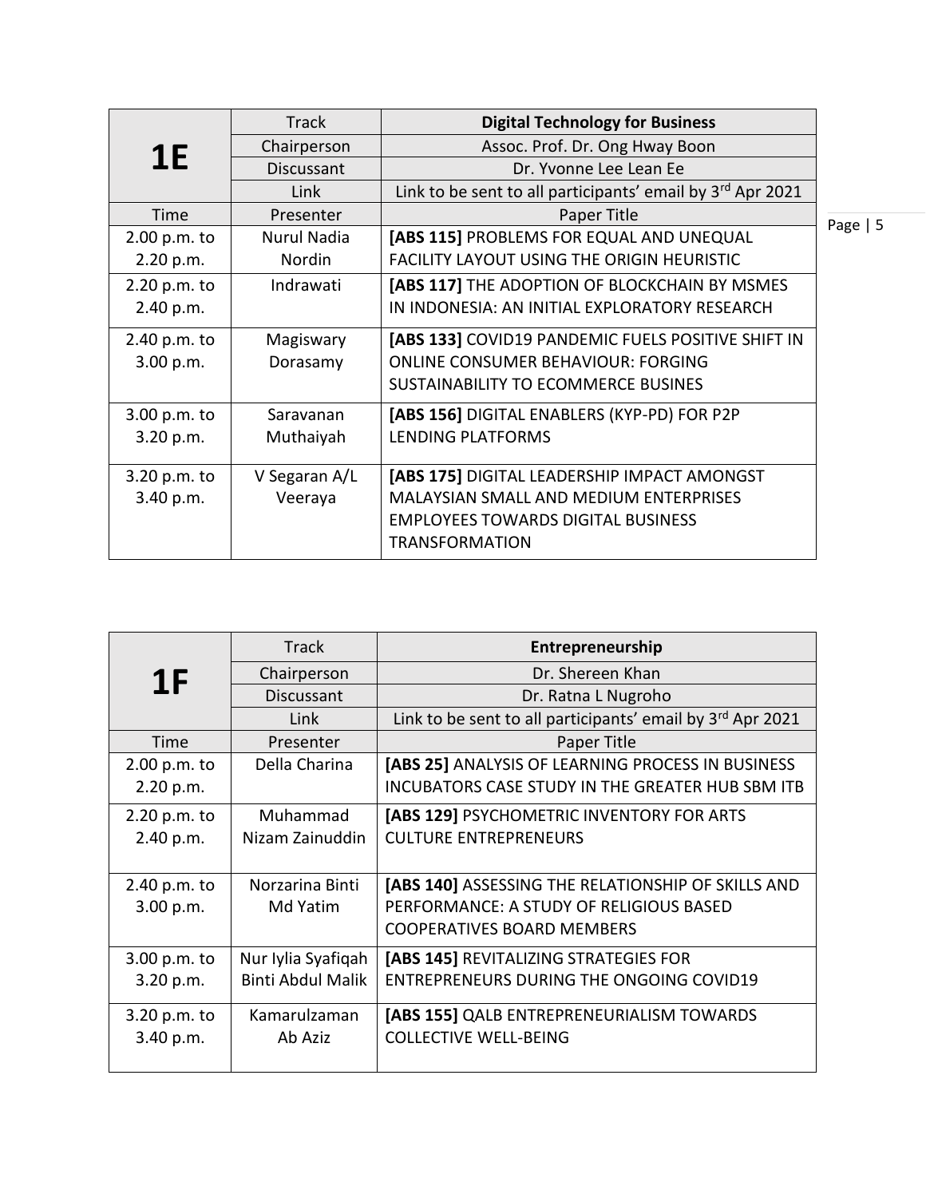| 1E | Track | **Digital Technology for Business** |
|---|---|---|
| | Chairperson | Assoc. Prof. Dr. Ong Hway Boon |
| | Discussant | Dr. Yvonne Lee Lean Ee |
| | Link | Link to be sent to all participants' email by 3rd Apr 2021 |
| Time | Presenter | Paper Title |
| 2.00 p.m. to 2.20 p.m. | Nurul Nadia Nordin | **[ABS 115]** PROBLEMS FOR EQUAL AND UNEQUAL FACILITY LAYOUT USING THE ORIGIN HEURISTIC |
| 2.20 p.m. to 2.40 p.m. | Indrawati | **[ABS 117]** THE ADOPTION OF BLOCKCHAIN BY MSMES IN INDONESIA: AN INITIAL EXPLORATORY RESEARCH |
| 2.40 p.m. to 3.00 p.m. | Magiswary Dorasamy | **[ABS 133]** COVID19 PANDEMIC FUELS POSITIVE SHIFT IN ONLINE CONSUMER BEHAVIOUR: FORGING SUSTAINABILITY TO ECOMMERCE BUSINES |
| 3.00 p.m. to 3.20 p.m. | Saravanan Muthaiyah | **[ABS 156]** DIGITAL ENABLERS (KYP-PD) FOR P2P LENDING PLATFORMS |
| 3.20 p.m. to 3.40 p.m. | V Segaran A/L Veeraya | **[ABS 175]** DIGITAL LEADERSHIP IMPACT AMONGST MALAYSIAN SMALL AND MEDIUM ENTERPRISES EMPLOYEES TOWARDS DIGITAL BUSINESS TRANSFORMATION |

| 1F | Track | **Entrepreneurship** |
|---|---|---|
| | Chairperson | Dr. Shereen Khan |
| | Discussant | Dr. Ratna L Nugroho |
| | Link | Link to be sent to all participants' email by 3rd Apr 2021 |
| Time | Presenter | Paper Title |
| 2.00 p.m. to 2.20 p.m. | Della Charina | **[ABS 25]** ANALYSIS OF LEARNING PROCESS IN BUSINESS INCUBATORS CASE STUDY IN THE GREATER HUB SBM ITB |
| 2.20 p.m. to 2.40 p.m. | Muhammad Nizam Zainuddin | **[ABS 129]** PSYCHOMETRIC INVENTORY FOR ARTS CULTURE ENTREPRENEURS |
| 2.40 p.m. to 3.00 p.m. | Norzarina Binti Md Yatim | **[ABS 140]** ASSESSING THE RELATIONSHIP OF SKILLS AND PERFORMANCE: A STUDY OF RELIGIOUS BASED COOPERATIVES BOARD MEMBERS |
| 3.00 p.m. to 3.20 p.m. | Nur Iylia Syafiqah Binti Abdul Malik | **[ABS 145]** REVITALIZING STRATEGIES FOR ENTREPRENEURS DURING THE ONGOING COVID19 |
| 3.20 p.m. to 3.40 p.m. | Kamarulzaman Ab Aziz | **[ABS 155]** QALB ENTREPRENEURIALISM TOWARDS COLLECTIVE WELL-BEING |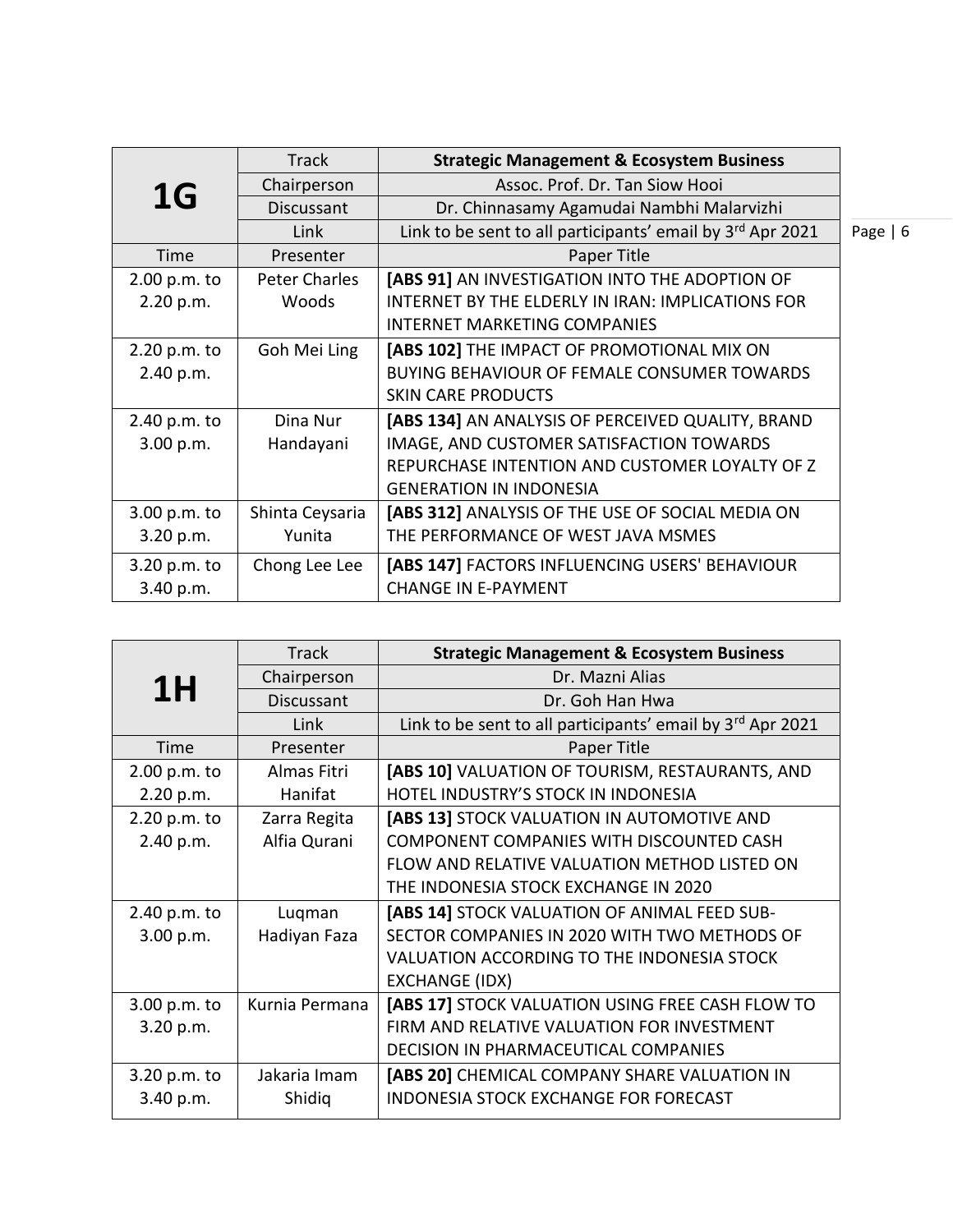| 1G | Track | **Strategic Management & Ecosystem Business** |
|---|---|---|
| | Chairperson | Assoc. Prof. Dr. Tan Siow Hooi |
| | Discussant | Dr. Chinnasamy Agamudai Nambhi Malarvizhi |
| | Link | Link to be sent to all participants' email by 3rd Apr 2021 |
| Time | Presenter | Paper Title |
| 2.00 p.m. to 2.20 p.m. | Peter Charles Woods | **[ABS 91]** AN INVESTIGATION INTO THE ADOPTION OF INTERNET BY THE ELDERLY IN IRAN: IMPLICATIONS FOR INTERNET MARKETING COMPANIES |
| 2.20 p.m. to 2.40 p.m. | Goh Mei Ling | **[ABS 102]** THE IMPACT OF PROMOTIONAL MIX ON BUYING BEHAVIOUR OF FEMALE CONSUMER TOWARDS SKIN CARE PRODUCTS |
| 2.40 p.m. to 3.00 p.m. | Dina Nur Handayani | **[ABS 134]** AN ANALYSIS OF PERCEIVED QUALITY, BRAND IMAGE, AND CUSTOMER SATISFACTION TOWARDS REPURCHASE INTENTION AND CUSTOMER LOYALTY OF Z GENERATION IN INDONESIA |
| 3.00 p.m. to 3.20 p.m. | Shinta Ceysaria Yunita | **[ABS 312]** ANALYSIS OF THE USE OF SOCIAL MEDIA ON THE PERFORMANCE OF WEST JAVA MSMES |
| 3.20 p.m. to 3.40 p.m. | Chong Lee Lee | **[ABS 147]** FACTORS INFLUENCING USERS' BEHAVIOUR CHANGE IN E-PAYMENT |

| 1H | Track | **Strategic Management & Ecosystem Business** |
|---|---|---|
| | Chairperson | Dr. Mazni Alias |
| | Discussant | Dr. Goh Han Hwa |
| | Link | Link to be sent to all participants' email by 3rd Apr 2021 |
| Time | Presenter | Paper Title |
| 2.00 p.m. to 2.20 p.m. | Almas Fitri Hanifat | **[ABS 10]** VALUATION OF TOURISM, RESTAURANTS, AND HOTEL INDUSTRY'S STOCK IN INDONESIA |
| 2.20 p.m. to 2.40 p.m. | Zarra Regita Alfia Qurani | **[ABS 13]** STOCK VALUATION IN AUTOMOTIVE AND COMPONENT COMPANIES WITH DISCOUNTED CASH FLOW AND RELATIVE VALUATION METHOD LISTED ON THE INDONESIA STOCK EXCHANGE IN 2020 |
| 2.40 p.m. to 3.00 p.m. | Luqman Hadiyan Faza | **[ABS 14]** STOCK VALUATION OF ANIMAL FEED SUB-SECTOR COMPANIES IN 2020 WITH TWO METHODS OF VALUATION ACCORDING TO THE INDONESIA STOCK EXCHANGE (IDX) |
| 3.00 p.m. to 3.20 p.m. | Kurnia Permana | **[ABS 17]** STOCK VALUATION USING FREE CASH FLOW TO FIRM AND RELATIVE VALUATION FOR INVESTMENT DECISION IN PHARMACEUTICAL COMPANIES |
| 3.20 p.m. to 3.40 p.m. | Jakaria Imam Shidiq | **[ABS 20]** CHEMICAL COMPANY SHARE VALUATION IN INDONESIA STOCK EXCHANGE FOR FORECAST |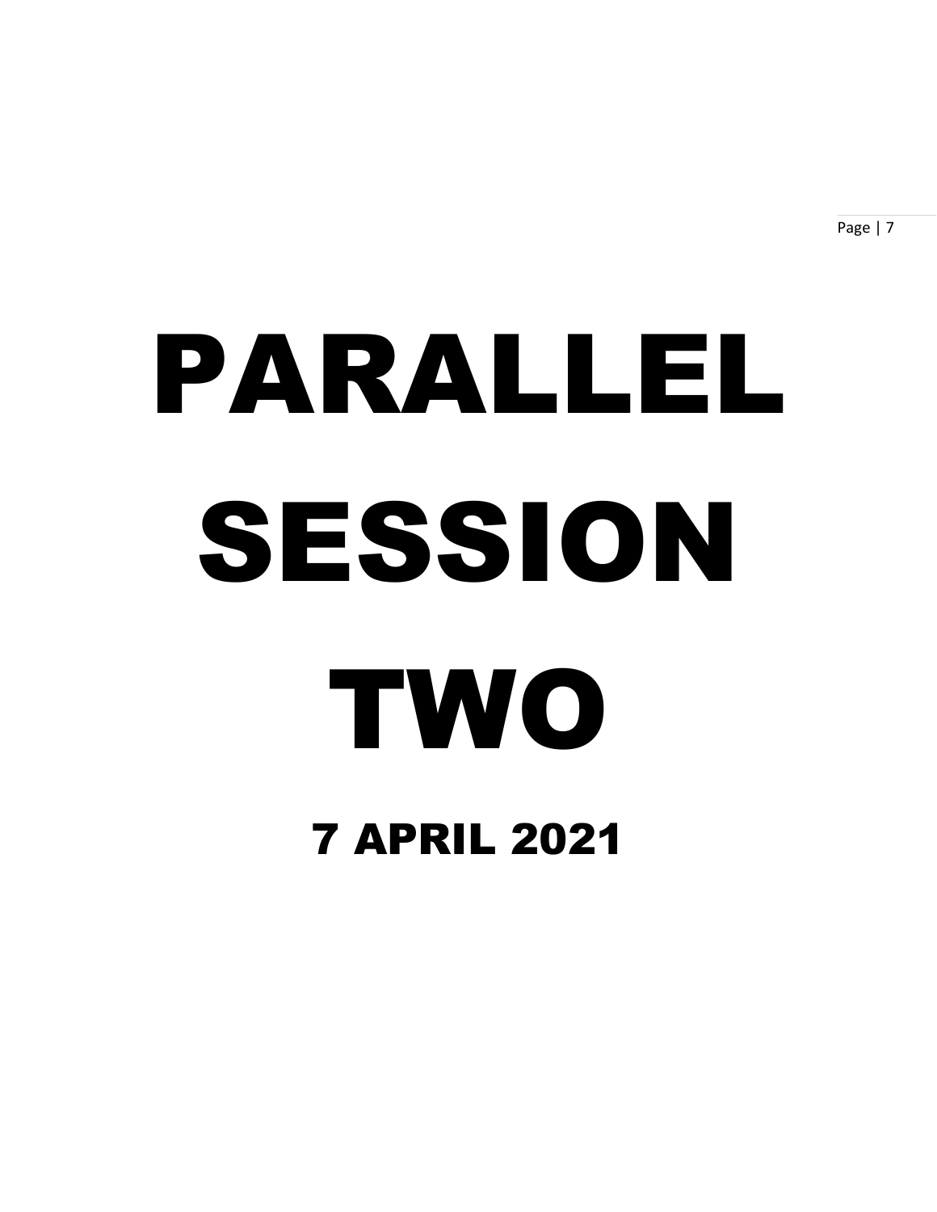# PARALLEL SESSION TWO

## 7 APRIL 2021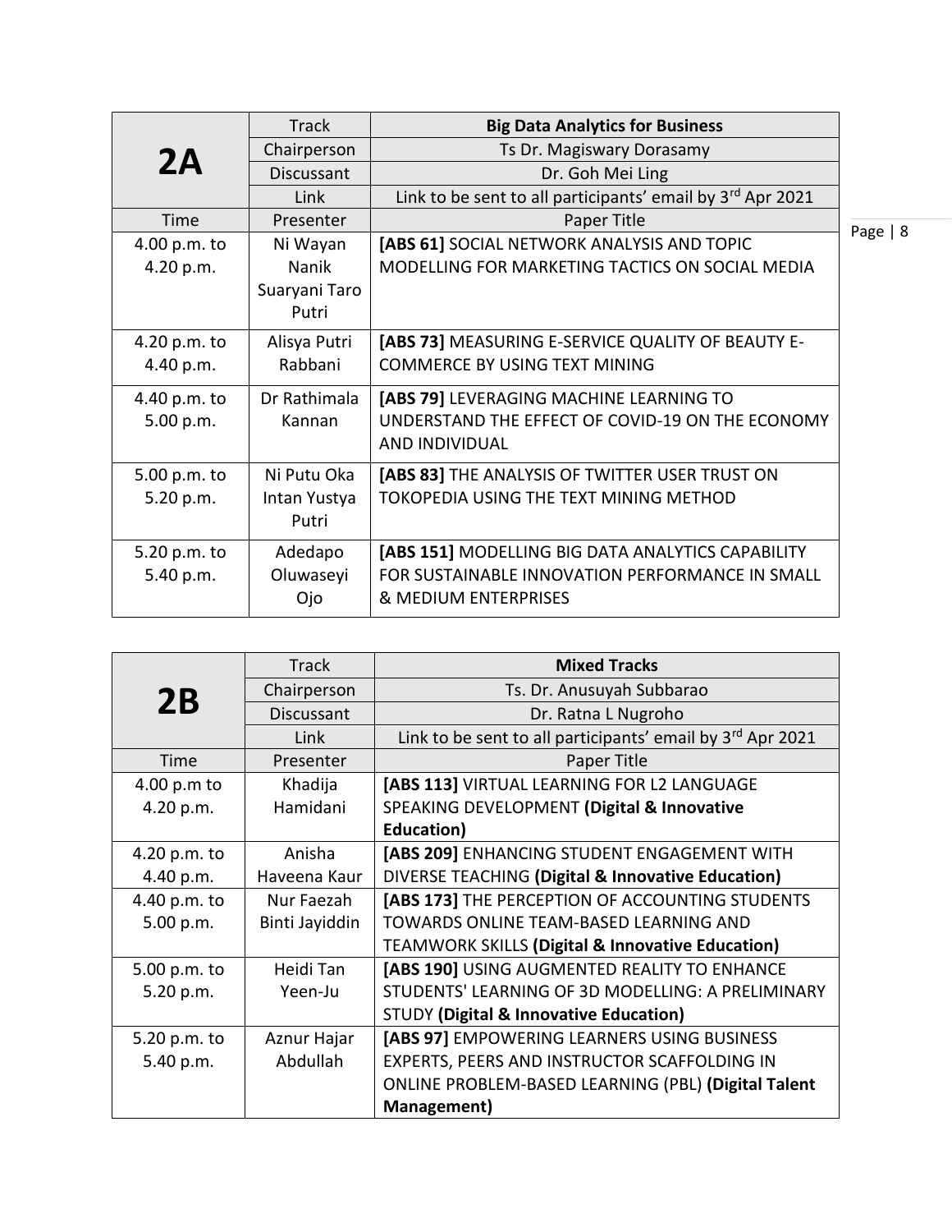| 2A | Track | **Big Data Analytics for Business** |
|---|---|---|
| | Chairperson | Ts Dr. Magiswary Dorasamy |
| | Discussant | Dr. Goh Mei Ling |
| | Link | Link to be sent to all participants' email by 3rd Apr 2021 |
| Time | Presenter | Paper Title |
| 4.00 p.m. to 4.20 p.m. | Ni Wayan Nanik Suaryani Taro Putri | **[ABS 61]** SOCIAL NETWORK ANALYSIS AND TOPIC MODELLING FOR MARKETING TACTICS ON SOCIAL MEDIA |
| 4.20 p.m. to 4.40 p.m. | Alisya Putri Rabbani | **[ABS 73]** MEASURING E-SERVICE QUALITY OF BEAUTY E-COMMERCE BY USING TEXT MINING |
| 4.40 p.m. to 5.00 p.m. | Dr Rathimala Kannan | **[ABS 79]** LEVERAGING MACHINE LEARNING TO UNDERSTAND THE EFFECT OF COVID-19 ON THE ECONOMY AND INDIVIDUAL |
| 5.00 p.m. to 5.20 p.m. | Ni Putu Oka Intan Yustya Putri | **[ABS 83]** THE ANALYSIS OF TWITTER USER TRUST ON TOKOPEDIA USING THE TEXT MINING METHOD |
| 5.20 p.m. to 5.40 p.m. | Adedapo Oluwaseyi Ojo | **[ABS 151]** MODELLING BIG DATA ANALYTICS CAPABILITY FOR SUSTAINABLE INNOVATION PERFORMANCE IN SMALL & MEDIUM ENTERPRISES |

| 2B | Track | **Mixed Tracks** |
|---|---|---|
| | Chairperson | Ts. Dr. Anusuyah Subbarao |
| | Discussant | Dr. Ratna L Nugroho |
| | Link | Link to be sent to all participants' email by 3rd Apr 2021 |
| Time | Presenter | Paper Title |
| 4.00 p.m to 4.20 p.m. | Khadija Hamidani | **[ABS 113]** VIRTUAL LEARNING FOR L2 LANGUAGE SPEAKING DEVELOPMENT **(Digital & Innovative Education)** |
| 4.20 p.m. to 4.40 p.m. | Anisha Haveena Kaur | **[ABS 209]** ENHANCING STUDENT ENGAGEMENT WITH DIVERSE TEACHING **(Digital & Innovative Education)** |
| 4.40 p.m. to 5.00 p.m. | Nur Faezah Binti Jayiddin | **[ABS 173]** THE PERCEPTION OF ACCOUNTING STUDENTS TOWARDS ONLINE TEAM-BASED LEARNING AND TEAMWORK SKILLS **(Digital & Innovative Education)** |
| 5.00 p.m. to 5.20 p.m. | Heidi Tan Yeen-Ju | **[ABS 190]** USING AUGMENTED REALITY TO ENHANCE STUDENTS' LEARNING OF 3D MODELLING: A PRELIMINARY STUDY **(Digital & Innovative Education)** |
| 5.20 p.m. to 5.40 p.m. | Aznur Hajar Abdullah | **[ABS 97]** EMPOWERING LEARNERS USING BUSINESS EXPERTS, PEERS AND INSTRUCTOR SCAFFOLDING IN ONLINE PROBLEM-BASED LEARNING (PBL) **(Digital Talent Management)** |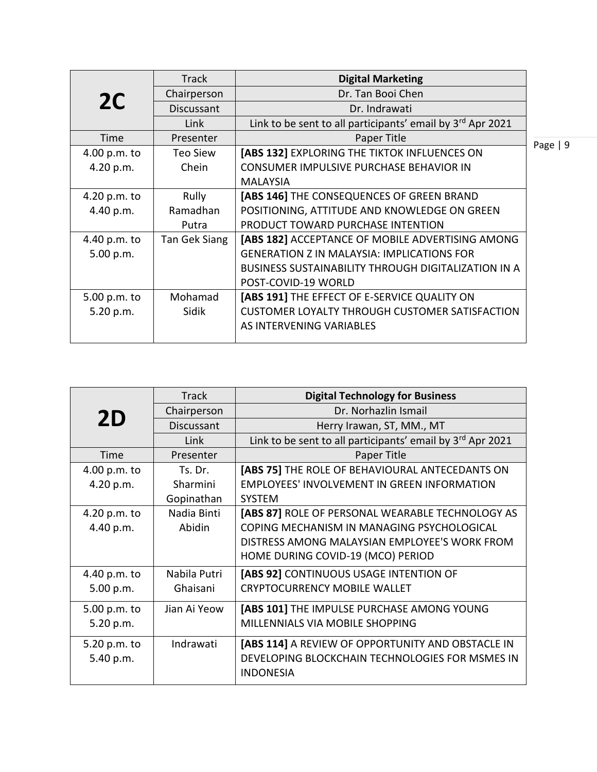| 2C | Track | **Digital Marketing** |
|---|---|---|
| | Chairperson | Dr. Tan Booi Chen |
| | Discussant | Dr. Indrawati |
| | Link | Link to be sent to all participants' email by 3rd Apr 2021 |
| Time | Presenter | Paper Title |
| 4.00 p.m. to 4.20 p.m. | Teo Siew Chein | **[ABS 132]** EXPLORING THE TIKTOK INFLUENCES ON CONSUMER IMPULSIVE PURCHASE BEHAVIOR IN MALAYSIA |
| 4.20 p.m. to 4.40 p.m. | Rully Ramadhan Putra | **[ABS 146]** THE CONSEQUENCES OF GREEN BRAND POSITIONING, ATTITUDE AND KNOWLEDGE ON GREEN PRODUCT TOWARD PURCHASE INTENTION |
| 4.40 p.m. to 5.00 p.m. | Tan Gek Siang | **[ABS 182]** ACCEPTANCE OF MOBILE ADVERTISING AMONG GENERATION Z IN MALAYSIA: IMPLICATIONS FOR BUSINESS SUSTAINABILITY THROUGH DIGITALIZATION IN A POST-COVID-19 WORLD |
| 5.00 p.m. to 5.20 p.m. | Mohamad Sidik | **[ABS 191]** THE EFFECT OF E-SERVICE QUALITY ON CUSTOMER LOYALTY THROUGH CUSTOMER SATISFACTION AS INTERVENING VARIABLES |

| 2D | Track | **Digital Technology for Business** |
|---|---|---|
| | Chairperson | Dr. Norhazlin Ismail |
| | Discussant | Herry Irawan, ST, MM., MT |
| | Link | Link to be sent to all participants' email by 3rd Apr 2021 |
| Time | Presenter | Paper Title |
| 4.00 p.m. to 4.20 p.m. | Ts. Dr. Sharmini Gopinathan | **[ABS 75]** THE ROLE OF BEHAVIOURAL ANTECEDANTS ON EMPLOYEES' INVOLVEMENT IN GREEN INFORMATION SYSTEM |
| 4.20 p.m. to 4.40 p.m. | Nadia Binti Abidin | **[ABS 87]** ROLE OF PERSONAL WEARABLE TECHNOLOGY AS COPING MECHANISM IN MANAGING PSYCHOLOGICAL DISTRESS AMONG MALAYSIAN EMPLOYEE'S WORK FROM HOME DURING COVID-19 (MCO) PERIOD |
| 4.40 p.m. to 5.00 p.m. | Nabila Putri Ghaisani | **[ABS 92]** CONTINUOUS USAGE INTENTION OF CRYPTOCURRENCY MOBILE WALLET |
| 5.00 p.m. to 5.20 p.m. | Jian Ai Yeow | **[ABS 101]** THE IMPULSE PURCHASE AMONG YOUNG MILLENNIALS VIA MOBILE SHOPPING |
| 5.20 p.m. to 5.40 p.m. | Indrawati | **[ABS 114]** A REVIEW OF OPPORTUNITY AND OBSTACLE IN DEVELOPING BLOCKCHAIN TECHNOLOGIES FOR MSMES IN INDONESIA |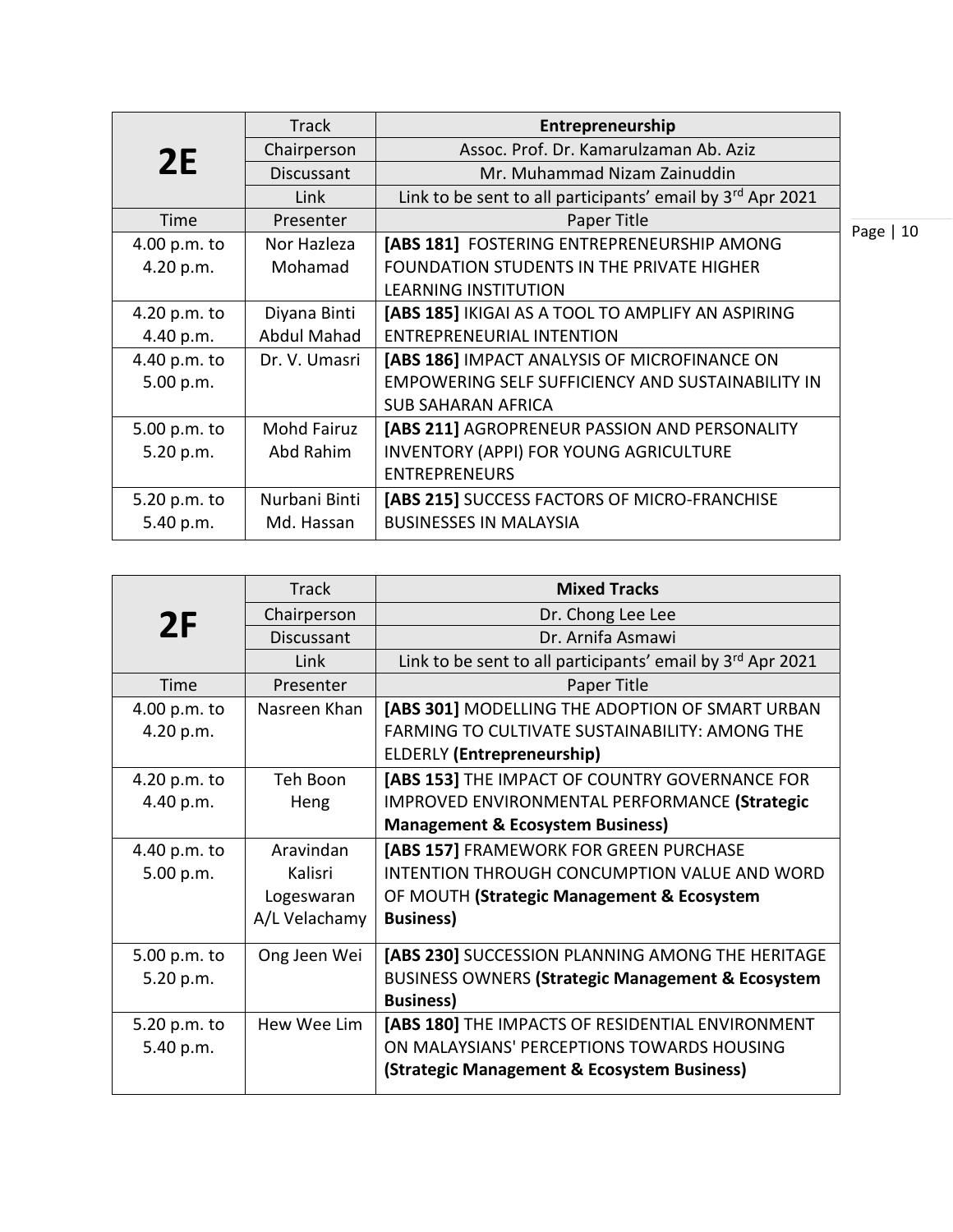| 2E | Track | Entrepreneurship |
|---|---|---|
| | Chairperson | Assoc. Prof. Dr. Kamarulzaman Ab. Aziz |
| | Discussant | Mr. Muhammad Nizam Zainuddin |
| | Link | Link to be sent to all participants' email by 3rd Apr 2021 |
| Time | Presenter | Paper Title |
| 4.00 p.m. to 4.20 p.m. | Nor Hazleza Mohamad | **[ABS 181]** FOSTERING ENTREPRENEURSHIP AMONG FOUNDATION STUDENTS IN THE PRIVATE HIGHER LEARNING INSTITUTION |
| 4.20 p.m. to 4.40 p.m. | Diyana Binti Abdul Mahad | **[ABS 185]** IKIGAI AS A TOOL TO AMPLIFY AN ASPIRING ENTREPRENEURIAL INTENTION |
| 4.40 p.m. to 5.00 p.m. | Dr. V. Umasri | **[ABS 186]** IMPACT ANALYSIS OF MICROFINANCE ON EMPOWERING SELF SUFFICIENCY AND SUSTAINABILITY IN SUB SAHARAN AFRICA |
| 5.00 p.m. to 5.20 p.m. | Mohd Fairuz Abd Rahim | **[ABS 211]** AGROPRENEUR PASSION AND PERSONALITY INVENTORY (APPI) FOR YOUNG AGRICULTURE ENTREPRENEURS |
| 5.20 p.m. to 5.40 p.m. | Nurbani Binti Md. Hassan | **[ABS 215]** SUCCESS FACTORS OF MICRO-FRANCHISE BUSINESSES IN MALAYSIA |

| 2F | Track | Mixed Tracks |
|---|---|---|
| | Chairperson | Dr. Chong Lee Lee |
| | Discussant | Dr. Arnifa Asmawi |
| | Link | Link to be sent to all participants' email by 3rd Apr 2021 |
| Time | Presenter | Paper Title |
| 4.00 p.m. to 4.20 p.m. | Nasreen Khan | **[ABS 301]** MODELLING THE ADOPTION OF SMART URBAN FARMING TO CULTIVATE SUSTAINABILITY: AMONG THE ELDERLY **(Entrepreneurship)** |
| 4.20 p.m. to 4.40 p.m. | Teh Boon Heng | **[ABS 153]** THE IMPACT OF COUNTRY GOVERNANCE FOR IMPROVED ENVIRONMENTAL PERFORMANCE **(Strategic Management & Ecosystem Business)** |
| 4.40 p.m. to 5.00 p.m. | Aravindan Kalisri Logeswaran A/L Velachamy | **[ABS 157]** FRAMEWORK FOR GREEN PURCHASE INTENTION THROUGH CONCUMPTION VALUE AND WORD OF MOUTH **(Strategic Management & Ecosystem Business)** |
| 5.00 p.m. to 5.20 p.m. | Ong Jeen Wei | **[ABS 230]** SUCCESSION PLANNING AMONG THE HERITAGE BUSINESS OWNERS **(Strategic Management & Ecosystem Business)** |
| 5.20 p.m. to 5.40 p.m. | Hew Wee Lim | **[ABS 180]** THE IMPACTS OF RESIDENTIAL ENVIRONMENT ON MALAYSIANS' PERCEPTIONS TOWARDS HOUSING **(Strategic Management & Ecosystem Business)** |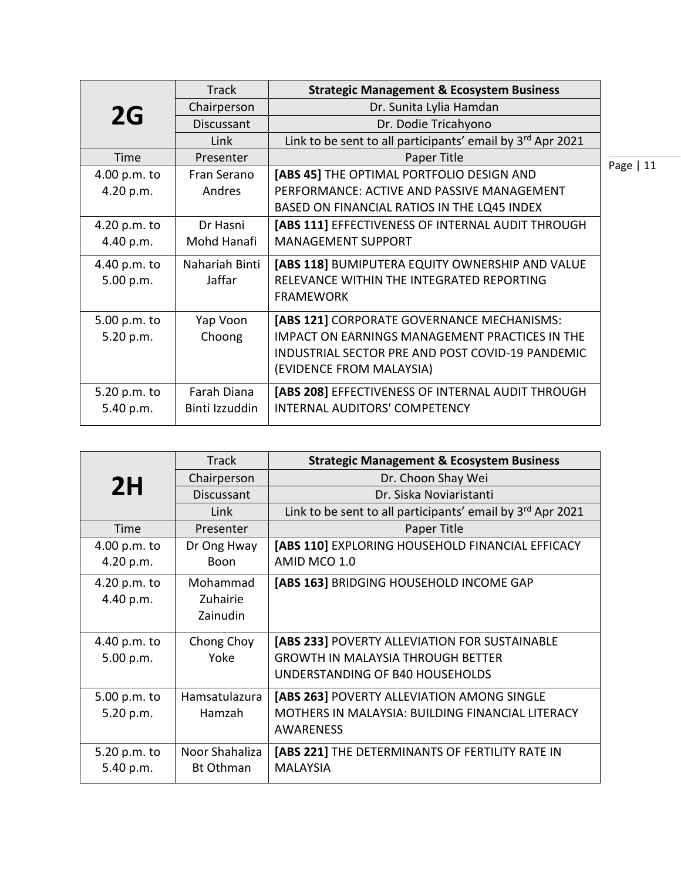| 2G | Track | **Strategic Management & Ecosystem Business** |
|---|---|---|
| | Chairperson | Dr. Sunita Lylia Hamdan |
| | Discussant | Dr. Dodie Tricahyono |
| | Link | Link to be sent to all participants' email by 3rd Apr 2021 |
| Time | Presenter | Paper Title |
| 4.00 p.m. to 4.20 p.m. | Fran Serano Andres | **[ABS 45]** THE OPTIMAL PORTFOLIO DESIGN AND PERFORMANCE: ACTIVE AND PASSIVE MANAGEMENT BASED ON FINANCIAL RATIOS IN THE LQ45 INDEX |
| 4.20 p.m. to 4.40 p.m. | Dr Hasni Mohd Hanafi | **[ABS 111]** EFFECTIVENESS OF INTERNAL AUDIT THROUGH MANAGEMENT SUPPORT |
| 4.40 p.m. to 5.00 p.m. | Nahariah Binti Jaffar | **[ABS 118]** BUMIPUTERA EQUITY OWNERSHIP AND VALUE RELEVANCE WITHIN THE INTEGRATED REPORTING FRAMEWORK |
| 5.00 p.m. to 5.20 p.m. | Yap Voon Choong | **[ABS 121]** CORPORATE GOVERNANCE MECHANISMS: IMPACT ON EARNINGS MANAGEMENT PRACTICES IN THE INDUSTRIAL SECTOR PRE AND POST COVID-19 PANDEMIC (EVIDENCE FROM MALAYSIA) |
| 5.20 p.m. to 5.40 p.m. | Farah Diana Binti Izzuddin | **[ABS 208]** EFFECTIVENESS OF INTERNAL AUDIT THROUGH INTERNAL AUDITORS' COMPETENCY |

| 2H | Track | **Strategic Management & Ecosystem Business** |
|---|---|---|
| | Chairperson | Dr. Choon Shay Wei |
| | Discussant | Dr. Siska Noviaristanti |
| | Link | Link to be sent to all participants' email by 3rd Apr 2021 |
| Time | Presenter | Paper Title |
| 4.00 p.m. to 4.20 p.m. | Dr Ong Hway Boon | **[ABS 110]** EXPLORING HOUSEHOLD FINANCIAL EFFICACY AMID MCO 1.0 |
| 4.20 p.m. to 4.40 p.m. | Mohammad Zuhairie Zainudin | **[ABS 163]** BRIDGING HOUSEHOLD INCOME GAP |
| 4.40 p.m. to 5.00 p.m. | Chong Choy Yoke | **[ABS 233]** POVERTY ALLEVIATION FOR SUSTAINABLE GROWTH IN MALAYSIA THROUGH BETTER UNDERSTANDING OF B40 HOUSEHOLDS |
| 5.00 p.m. to 5.20 p.m. | Hamsatulazura Hamzah | **[ABS 263]** POVERTY ALLEVIATION AMONG SINGLE MOTHERS IN MALAYSIA: BUILDING FINANCIAL LITERACY AWARENESS |
| 5.20 p.m. to 5.40 p.m. | Noor Shahaliza Bt Othman | **[ABS 221]** THE DETERMINANTS OF FERTILITY RATE IN MALAYSIA |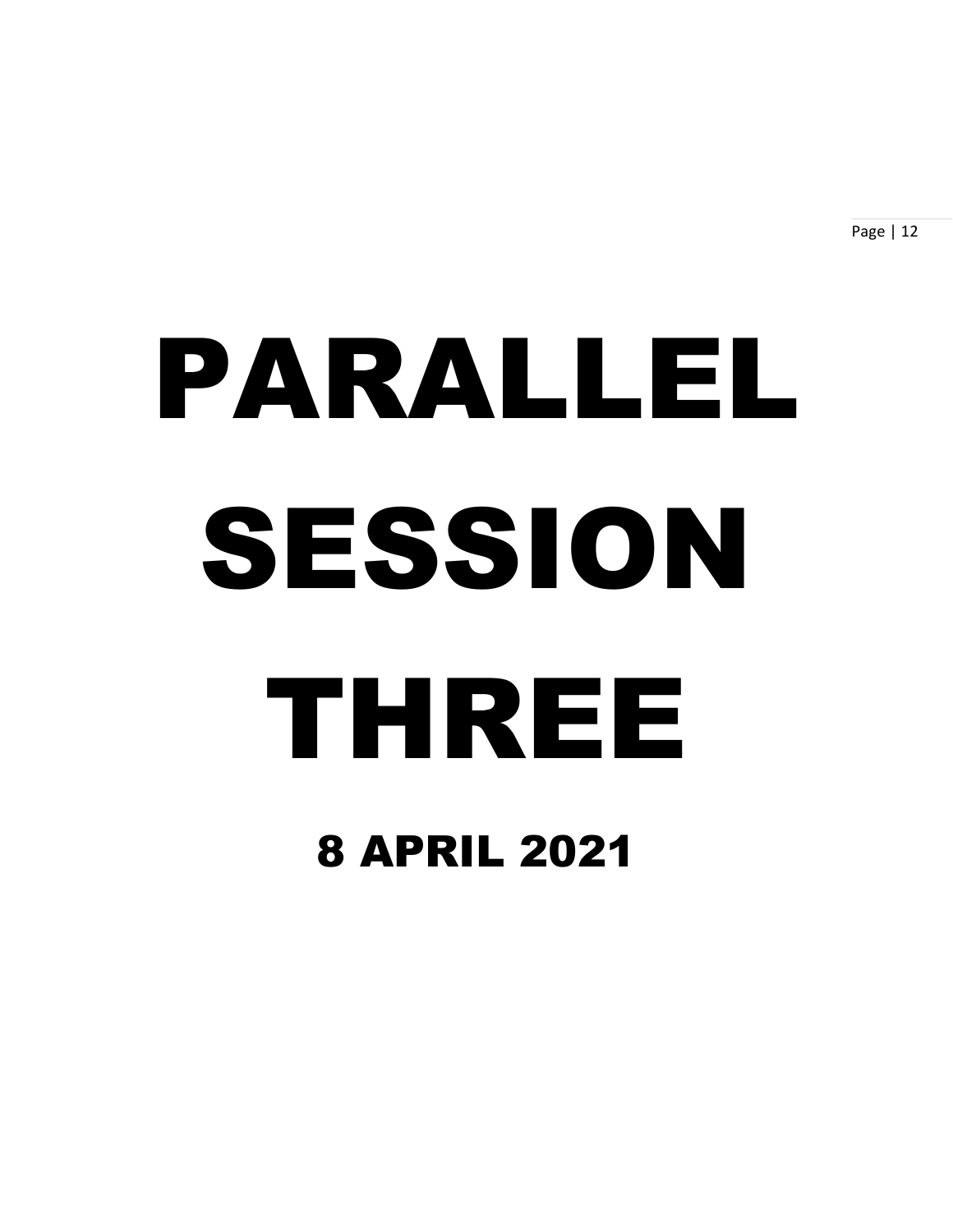# PARALLEL SESSION THREE

## 8 APRIL 2021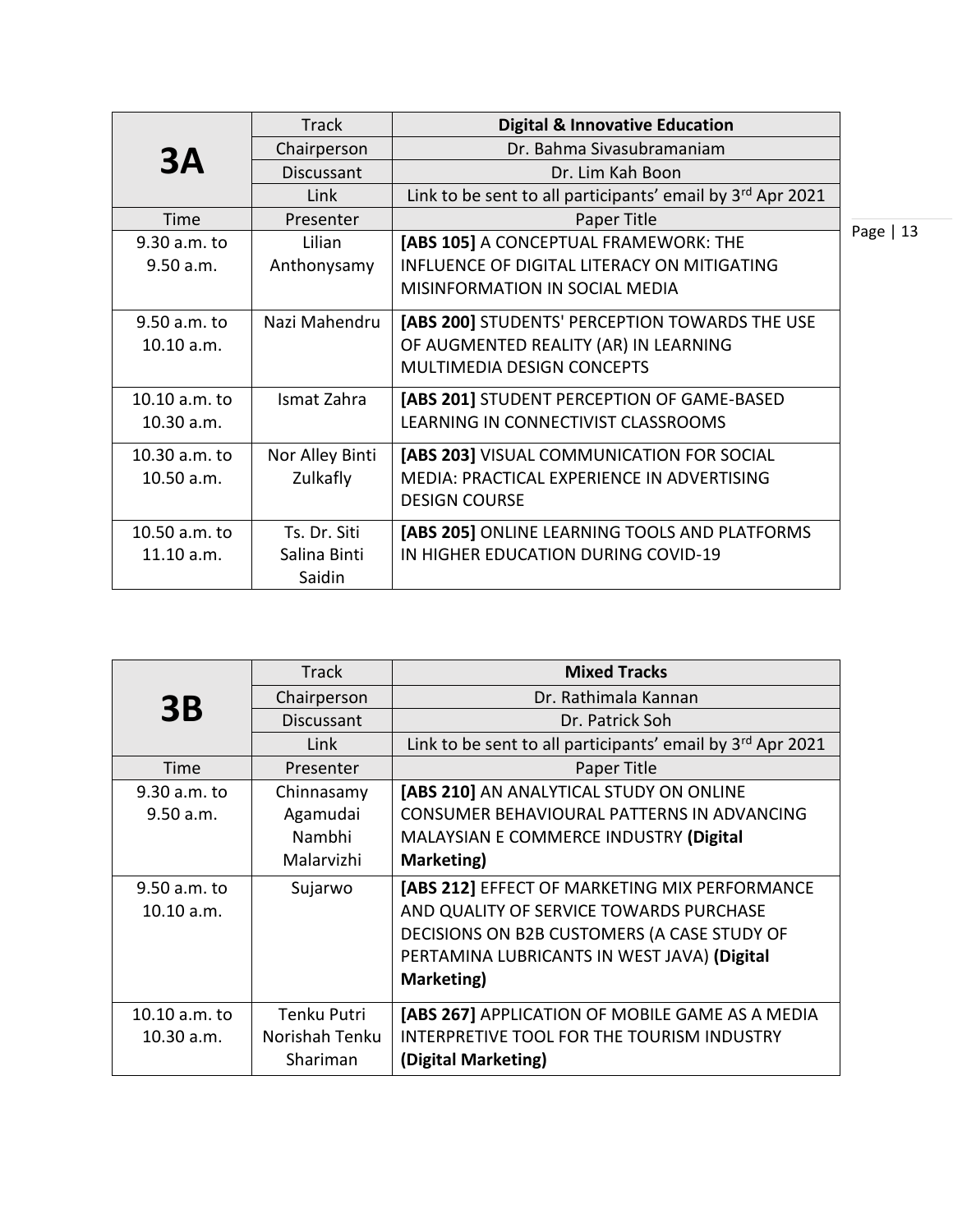| **3A** | Track | **Digital & Innovative Education** |
|---|---|---|
| | Chairperson | Dr. Bahma Sivasubramaniam |
| | Discussant | Dr. Lim Kah Boon |
| | Link | Link to be sent to all participants' email by 3rd Apr 2021 |
| Time | Presenter | Paper Title |
| 9.30 a.m. to 9.50 a.m. | Lilian Anthonysamy | **[ABS 105]** A CONCEPTUAL FRAMEWORK: THE INFLUENCE OF DIGITAL LITERACY ON MITIGATING MISINFORMATION IN SOCIAL MEDIA |
| 9.50 a.m. to 10.10 a.m. | Nazi Mahendru | **[ABS 200]** STUDENTS' PERCEPTION TOWARDS THE USE OF AUGMENTED REALITY (AR) IN LEARNING MULTIMEDIA DESIGN CONCEPTS |
| 10.10 a.m. to 10.30 a.m. | Ismat Zahra | **[ABS 201]** STUDENT PERCEPTION OF GAME-BASED LEARNING IN CONNECTIVIST CLASSROOMS |
| 10.30 a.m. to 10.50 a.m. | Nor Alley Binti Zulkafly | **[ABS 203]** VISUAL COMMUNICATION FOR SOCIAL MEDIA: PRACTICAL EXPERIENCE IN ADVERTISING DESIGN COURSE |
| 10.50 a.m. to 11.10 a.m. | Ts. Dr. Siti Salina Binti Saidin | **[ABS 205]** ONLINE LEARNING TOOLS AND PLATFORMS IN HIGHER EDUCATION DURING COVID-19 |

| **3B** | Track | **Mixed Tracks** |
|---|---|---|
| | Chairperson | Dr. Rathimala Kannan |
| | Discussant | Dr. Patrick Soh |
| | Link | Link to be sent to all participants' email by 3rd Apr 2021 |
| Time | Presenter | Paper Title |
| 9.30 a.m. to 9.50 a.m. | Chinnasamy Agamudai Nambhi Malarvizhi | **[ABS 210]** AN ANALYTICAL STUDY ON ONLINE CONSUMER BEHAVIOURAL PATTERNS IN ADVANCING MALAYSIAN E COMMERCE INDUSTRY **(Digital Marketing)** |
| 9.50 a.m. to 10.10 a.m. | Sujarwo | **[ABS 212]** EFFECT OF MARKETING MIX PERFORMANCE AND QUALITY OF SERVICE TOWARDS PURCHASE DECISIONS ON B2B CUSTOMERS (A CASE STUDY OF PERTAMINA LUBRICANTS IN WEST JAVA) **(Digital Marketing)** |
| 10.10 a.m. to 10.30 a.m. | Tenku Putri Norishah Tenku Shariman | **[ABS 267]** APPLICATION OF MOBILE GAME AS A MEDIA INTERPRETIVE TOOL FOR THE TOURISM INDUSTRY **(Digital Marketing)** |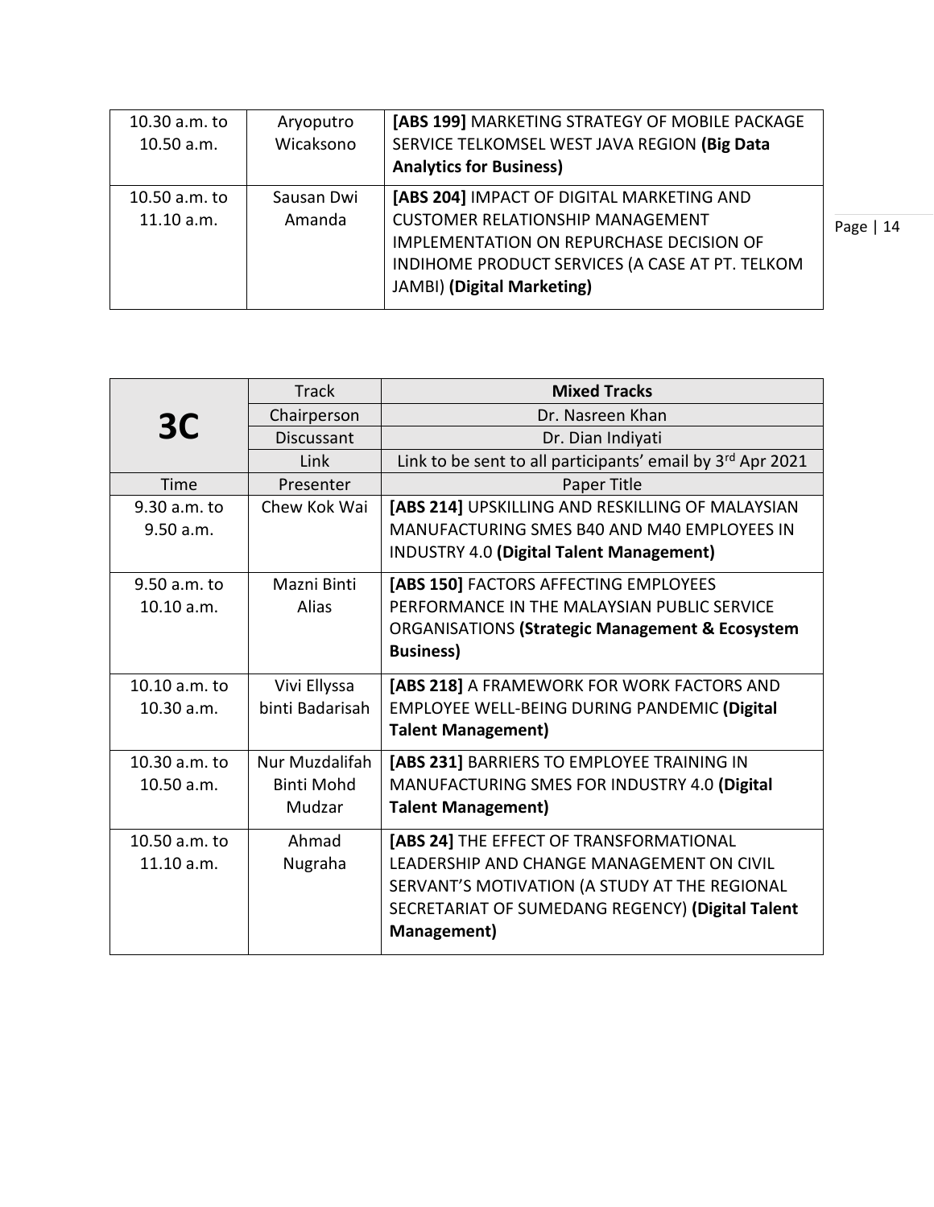| | | |
|---|---|---|
| 10.30 a.m. to 10.50 a.m. | Aryoputro Wicaksono | **[ABS 199]** MARKETING STRATEGY OF MOBILE PACKAGE SERVICE TELKOMSEL WEST JAVA REGION **(Big Data Analytics for Business)** |
| 10.50 a.m. to 11.10 a.m. | Sausan Dwi Amanda | **[ABS 204]** IMPACT OF DIGITAL MARKETING AND CUSTOMER RELATIONSHIP MANAGEMENT IMPLEMENTATION ON REPURCHASE DECISION OF INDIHOME PRODUCT SERVICES (A CASE AT PT. TELKOM JAMBI) **(Digital Marketing)** |

| **3C** | Track | **Mixed Tracks** |
|---|---|---|
| | Chairperson | Dr. Nasreen Khan |
| | Discussant | Dr. Dian Indiyati |
| | Link | Link to be sent to all participants' email by 3rd Apr 2021 |
| Time | Presenter | Paper Title |
| 9.30 a.m. to 9.50 a.m. | Chew Kok Wai | **[ABS 214]** UPSKILLING AND RESKILLING OF MALAYSIAN MANUFACTURING SMES B40 AND M40 EMPLOYEES IN INDUSTRY 4.0 **(Digital Talent Management)** |
| 9.50 a.m. to 10.10 a.m. | Mazni Binti Alias | **[ABS 150]** FACTORS AFFECTING EMPLOYEES PERFORMANCE IN THE MALAYSIAN PUBLIC SERVICE ORGANISATIONS **(Strategic Management & Ecosystem Business)** |
| 10.10 a.m. to 10.30 a.m. | Vivi Ellyssa binti Badarisah | **[ABS 218]** A FRAMEWORK FOR WORK FACTORS AND EMPLOYEE WELL-BEING DURING PANDEMIC **(Digital Talent Management)** |
| 10.30 a.m. to 10.50 a.m. | Nur Muzdalifah Binti Mohd Mudzar | **[ABS 231]** BARRIERS TO EMPLOYEE TRAINING IN MANUFACTURING SMES FOR INDUSTRY 4.0 **(Digital Talent Management)** |
| 10.50 a.m. to 11.10 a.m. | Ahmad Nugraha | **[ABS 24]** THE EFFECT OF TRANSFORMATIONAL LEADERSHIP AND CHANGE MANAGEMENT ON CIVIL SERVANT'S MOTIVATION (A STUDY AT THE REGIONAL SECRETARIAT OF SUMEDANG REGENCY) **(Digital Talent Management)** |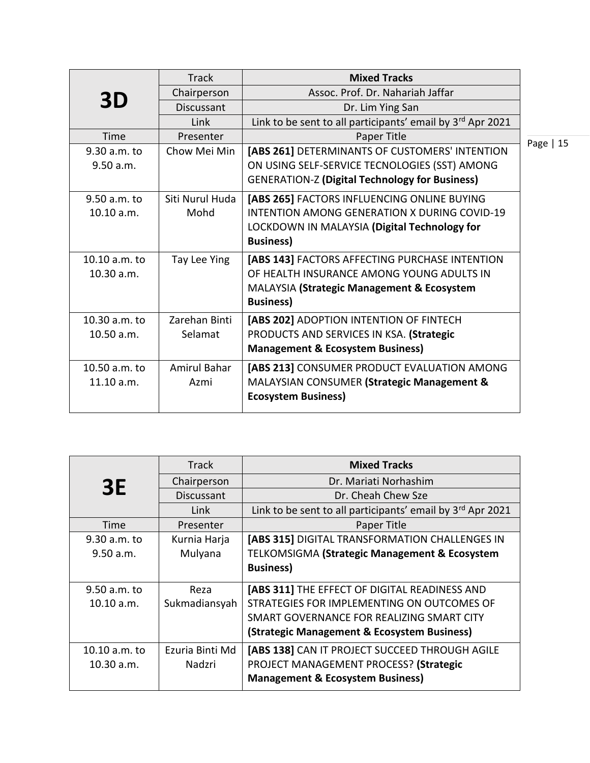| 3D | Track | Mixed Tracks |
|---|---|---|
| | Chairperson | Assoc. Prof. Dr. Nahariah Jaffar |
| | Discussant | Dr. Lim Ying San |
| | Link | Link to be sent to all participants' email by 3rd Apr 2021 |
| Time | Presenter | Paper Title |
| 9.30 a.m. to 9.50 a.m. | Chow Mei Min | **[ABS 261]** DETERMINANTS OF CUSTOMERS' INTENTION ON USING SELF-SERVICE TECNOLOGIES (SST) AMONG GENERATION-Z **(Digital Technology for Business)** |
| 9.50 a.m. to 10.10 a.m. | Siti Nurul Huda Mohd | **[ABS 265]** FACTORS INFLUENCING ONLINE BUYING INTENTION AMONG GENERATION X DURING COVID-19 LOCKDOWN IN MALAYSIA **(Digital Technology for Business)** |
| 10.10 a.m. to 10.30 a.m. | Tay Lee Ying | **[ABS 143]** FACTORS AFFECTING PURCHASE INTENTION OF HEALTH INSURANCE AMONG YOUNG ADULTS IN MALAYSIA **(Strategic Management & Ecosystem Business)** |
| 10.30 a.m. to 10.50 a.m. | Zarehan Binti Selamat | **[ABS 202]** ADOPTION INTENTION OF FINTECH PRODUCTS AND SERVICES IN KSA. **(Strategic Management & Ecosystem Business)** |
| 10.50 a.m. to 11.10 a.m. | Amirul Bahar Azmi | **[ABS 213]** CONSUMER PRODUCT EVALUATION AMONG MALAYSIAN CONSUMER **(Strategic Management & Ecosystem Business)** |

| 3E | Track | Mixed Tracks |
|---|---|---|
| | Chairperson | Dr. Mariati Norhashim |
| | Discussant | Dr. Cheah Chew Sze |
| | Link | Link to be sent to all participants' email by 3rd Apr 2021 |
| Time | Presenter | Paper Title |
| 9.30 a.m. to 9.50 a.m. | Kurnia Harja Mulyana | **[ABS 315]** DIGITAL TRANSFORMATION CHALLENGES IN TELKOMSIGMA **(Strategic Management & Ecosystem Business)** |
| 9.50 a.m. to 10.10 a.m. | Reza Sukmadiansyah | **[ABS 311]** THE EFFECT OF DIGITAL READINESS AND STRATEGIES FOR IMPLEMENTING ON OUTCOMES OF SMART GOVERNANCE FOR REALIZING SMART CITY **(Strategic Management & Ecosystem Business)** |
| 10.10 a.m. to 10.30 a.m. | Ezuria Binti Md Nadzri | **[ABS 138]** CAN IT PROJECT SUCCEED THROUGH AGILE PROJECT MANAGEMENT PROCESS? **(Strategic Management & Ecosystem Business)** |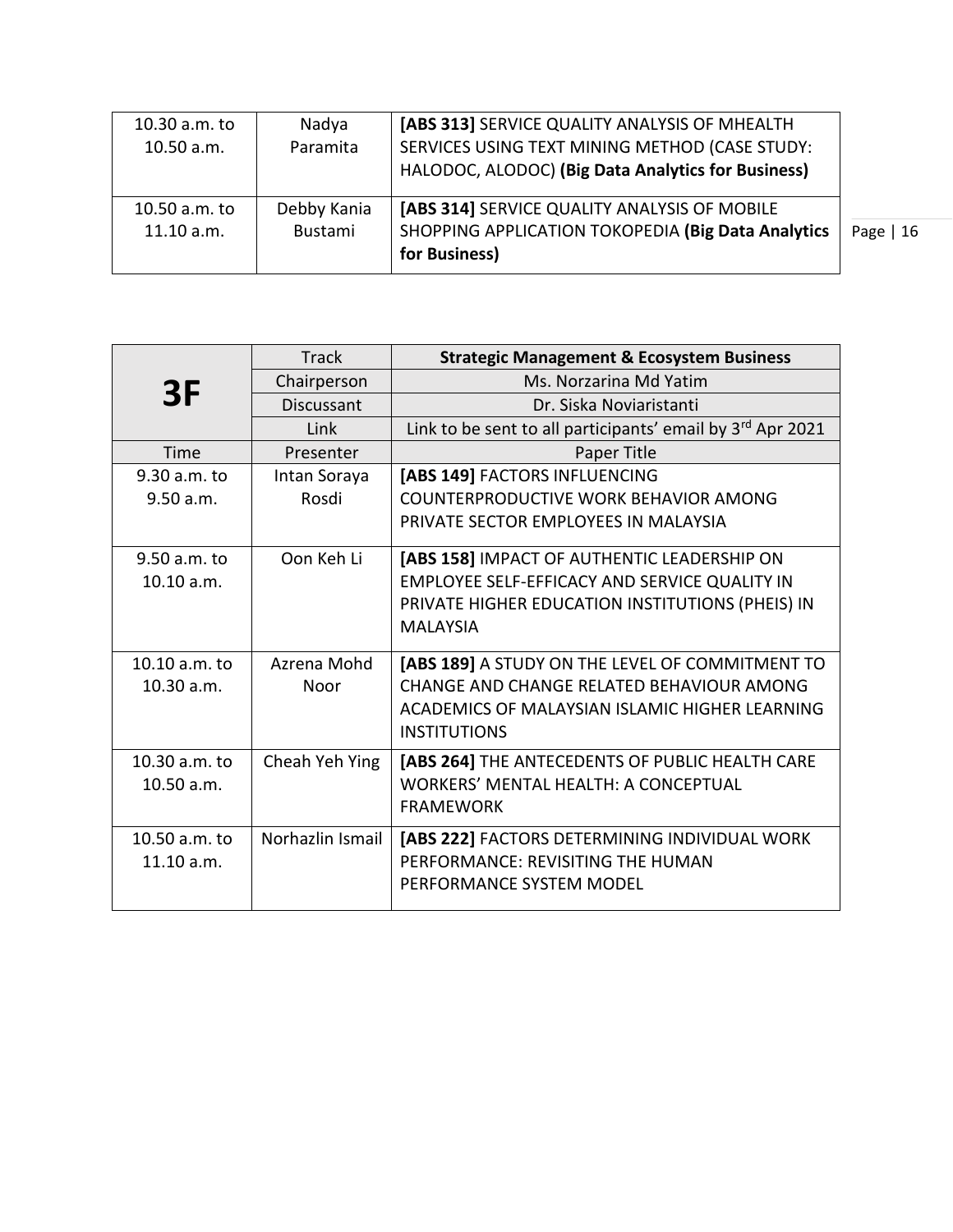| | | |
|---|---|---|
| 10.30 a.m. to 10.50 a.m. | Nadya Paramita | **[ABS 313]** SERVICE QUALITY ANALYSIS OF MHEALTH SERVICES USING TEXT MINING METHOD (CASE STUDY: HALODOC, ALODOC) **(Big Data Analytics for Business)** |
| 10.50 a.m. to 11.10 a.m. | Debby Kania Bustami | **[ABS 314]** SERVICE QUALITY ANALYSIS OF MOBILE SHOPPING APPLICATION TOKOPEDIA **(Big Data Analytics for Business)** |

| **3F** | Track | **Strategic Management & Ecosystem Business** |
|---|---|---|
| | Chairperson | Ms. Norzarina Md Yatim |
| | Discussant | Dr. Siska Noviaristanti |
| | Link | Link to be sent to all participants' email by 3rd Apr 2021 |
| Time | Presenter | Paper Title |
| 9.30 a.m. to 9.50 a.m. | Intan Soraya Rosdi | **[ABS 149]** FACTORS INFLUENCING COUNTERPRODUCTIVE WORK BEHAVIOR AMONG PRIVATE SECTOR EMPLOYEES IN MALAYSIA |
| 9.50 a.m. to 10.10 a.m. | Oon Keh Li | **[ABS 158]** IMPACT OF AUTHENTIC LEADERSHIP ON EMPLOYEE SELF-EFFICACY AND SERVICE QUALITY IN PRIVATE HIGHER EDUCATION INSTITUTIONS (PHEIS) IN MALAYSIA |
| 10.10 a.m. to 10.30 a.m. | Azrena Mohd Noor | **[ABS 189]** A STUDY ON THE LEVEL OF COMMITMENT TO CHANGE AND CHANGE RELATED BEHAVIOUR AMONG ACADEMICS OF MALAYSIAN ISLAMIC HIGHER LEARNING INSTITUTIONS |
| 10.30 a.m. to 10.50 a.m. | Cheah Yeh Ying | **[ABS 264]** THE ANTECEDENTS OF PUBLIC HEALTH CARE WORKERS' MENTAL HEALTH: A CONCEPTUAL FRAMEWORK |
| 10.50 a.m. to 11.10 a.m. | Norhazlin Ismail | **[ABS 222]** FACTORS DETERMINING INDIVIDUAL WORK PERFORMANCE: REVISITING THE HUMAN PERFORMANCE SYSTEM MODEL |